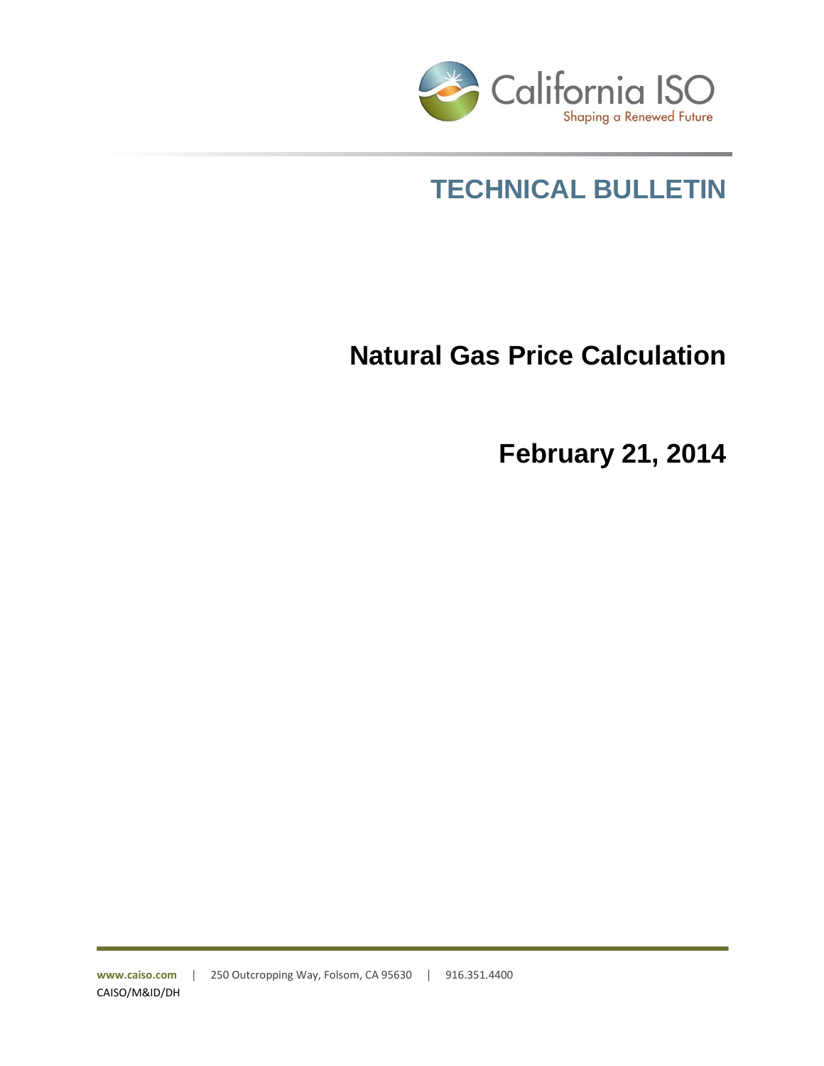California ISO

Shaping a Renewed Future

# TECHNICAL BULLETIN

## Natural Gas Price Calculation

## February 21, 2014

www.caiso.com | 250 Outcropping Way, Folsom, CA 95630 | 916.351.4400

CAISO/M&ID/DH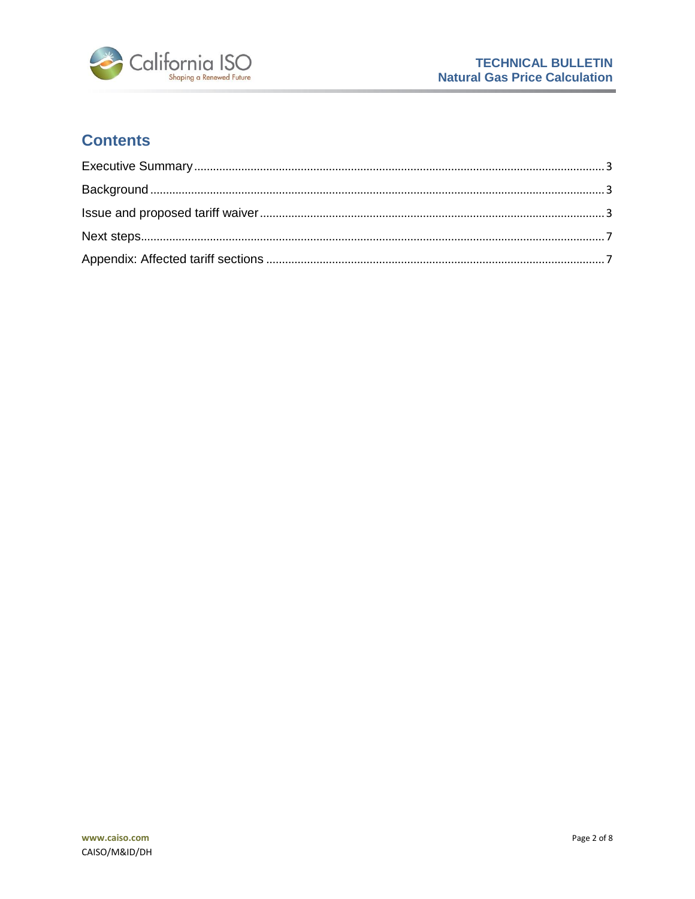## Contents

Executive Summary ........................................................................................................................ 3

Background ..................................................................................................................................... 3

Issue and proposed tariff waiver ..................................................................................................... 3

Next steps........................................................................................................................................ 7

Appendix: Affected tariff sections .................................................................................................. 7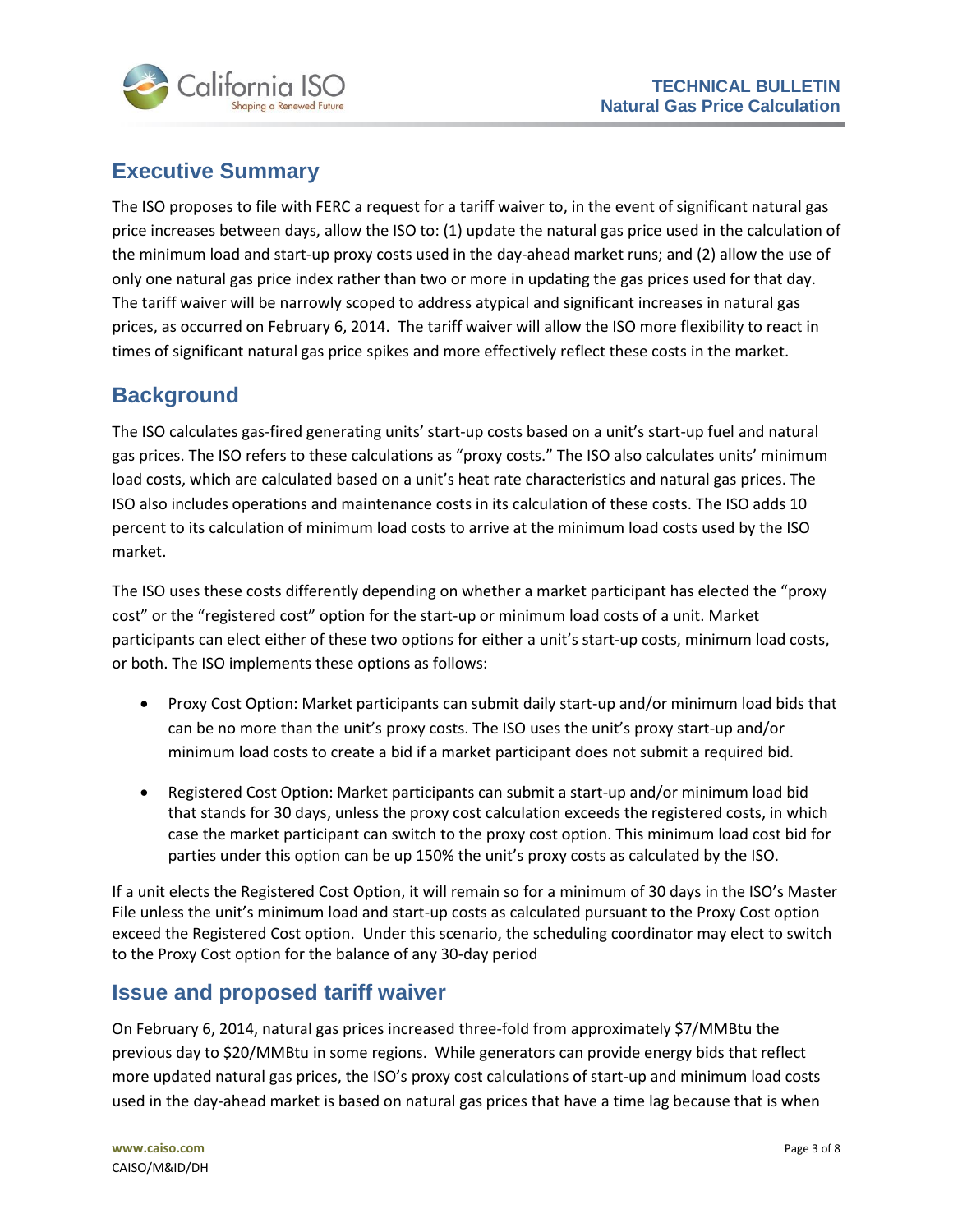## Executive Summary

The ISO proposes to file with FERC a request for a tariff waiver to, in the event of significant natural gas price increases between days, allow the ISO to: (1) update the natural gas price used in the calculation of the minimum load and start-up proxy costs used in the day-ahead market runs; and (2) allow the use of only one natural gas price index rather than two or more in updating the gas prices used for that day. The tariff waiver will be narrowly scoped to address atypical and significant increases in natural gas prices, as occurred on February 6, 2014. The tariff waiver will allow the ISO more flexibility to react in times of significant natural gas price spikes and more effectively reflect these costs in the market.

## Background

The ISO calculates gas-fired generating units' start-up costs based on a unit's start-up fuel and natural gas prices. The ISO refers to these calculations as "proxy costs." The ISO also calculates units' minimum load costs, which are calculated based on a unit's heat rate characteristics and natural gas prices. The ISO also includes operations and maintenance costs in its calculation of these costs. The ISO adds 10 percent to its calculation of minimum load costs to arrive at the minimum load costs used by the ISO market.

The ISO uses these costs differently depending on whether a market participant has elected the "proxy cost" or the "registered cost" option for the start-up or minimum load costs of a unit. Market participants can elect either of these two options for either a unit's start-up costs, minimum load costs, or both. The ISO implements these options as follows:

- Proxy Cost Option: Market participants can submit daily start-up and/or minimum load bids that can be no more than the unit's proxy costs. The ISO uses the unit's proxy start-up and/or minimum load costs to create a bid if a market participant does not submit a required bid.
- Registered Cost Option: Market participants can submit a start-up and/or minimum load bid that stands for 30 days, unless the proxy cost calculation exceeds the registered costs, in which case the market participant can switch to the proxy cost option. This minimum load cost bid for parties under this option can be up 150% the unit's proxy costs as calculated by the ISO.

If a unit elects the Registered Cost Option, it will remain so for a minimum of 30 days in the ISO's Master File unless the unit's minimum load and start-up costs as calculated pursuant to the Proxy Cost option exceed the Registered Cost option. Under this scenario, the scheduling coordinator may elect to switch to the Proxy Cost option for the balance of any 30-day period

## Issue and proposed tariff waiver

On February 6, 2014, natural gas prices increased three-fold from approximately $7/MMBtu the previous day to $20/MMBtu in some regions. While generators can provide energy bids that reflect more updated natural gas prices, the ISO's proxy cost calculations of start-up and minimum load costs used in the day-ahead market is based on natural gas prices that have a time lag because that is when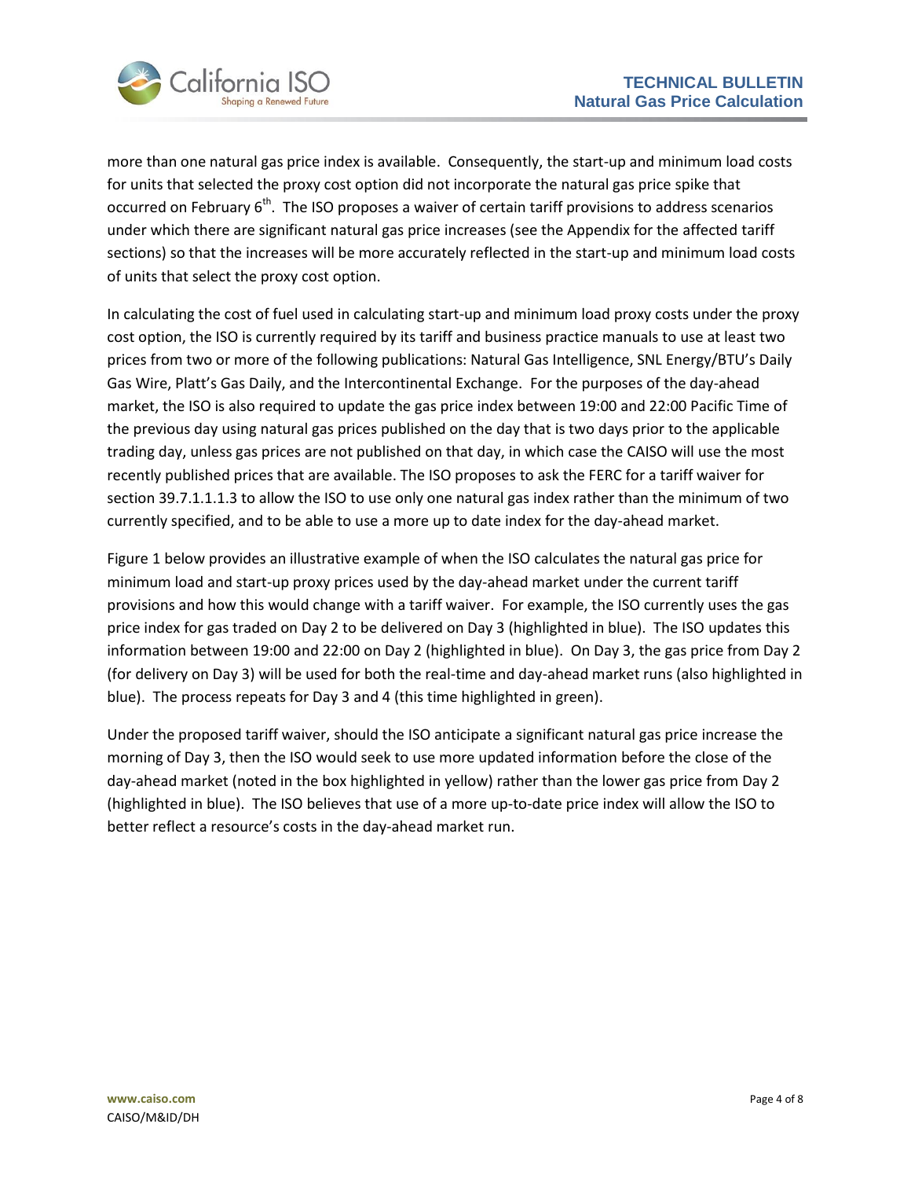more than one natural gas price index is available. Consequently, the start-up and minimum load costs for units that selected the proxy cost option did not incorporate the natural gas price spike that occurred on February 6th. The ISO proposes a waiver of certain tariff provisions to address scenarios under which there are significant natural gas price increases (see the Appendix for the affected tariff sections) so that the increases will be more accurately reflected in the start-up and minimum load costs of units that select the proxy cost option.

In calculating the cost of fuel used in calculating start-up and minimum load proxy costs under the proxy cost option, the ISO is currently required by its tariff and business practice manuals to use at least two prices from two or more of the following publications: Natural Gas Intelligence, SNL Energy/BTU's Daily Gas Wire, Platt's Gas Daily, and the Intercontinental Exchange. For the purposes of the day-ahead market, the ISO is also required to update the gas price index between 19:00 and 22:00 Pacific Time of the previous day using natural gas prices published on the day that is two days prior to the applicable trading day, unless gas prices are not published on that day, in which case the CAISO will use the most recently published prices that are available. The ISO proposes to ask the FERC for a tariff waiver for section 39.7.1.1.1.3 to allow the ISO to use only one natural gas index rather than the minimum of two currently specified, and to be able to use a more up to date index for the day-ahead market.

Figure 1 below provides an illustrative example of when the ISO calculates the natural gas price for minimum load and start-up proxy prices used by the day-ahead market under the current tariff provisions and how this would change with a tariff waiver. For example, the ISO currently uses the gas price index for gas traded on Day 2 to be delivered on Day 3 (highlighted in blue). The ISO updates this information between 19:00 and 22:00 on Day 2 (highlighted in blue). On Day 3, the gas price from Day 2 (for delivery on Day 3) will be used for both the real-time and day-ahead market runs (also highlighted in blue). The process repeats for Day 3 and 4 (this time highlighted in green).

Under the proposed tariff waiver, should the ISO anticipate a significant natural gas price increase the morning of Day 3, then the ISO would seek to use more updated information before the close of the day-ahead market (noted in the box highlighted in yellow) rather than the lower gas price from Day 2 (highlighted in blue). The ISO believes that use of a more up-to-date price index will allow the ISO to better reflect a resource's costs in the day-ahead market run.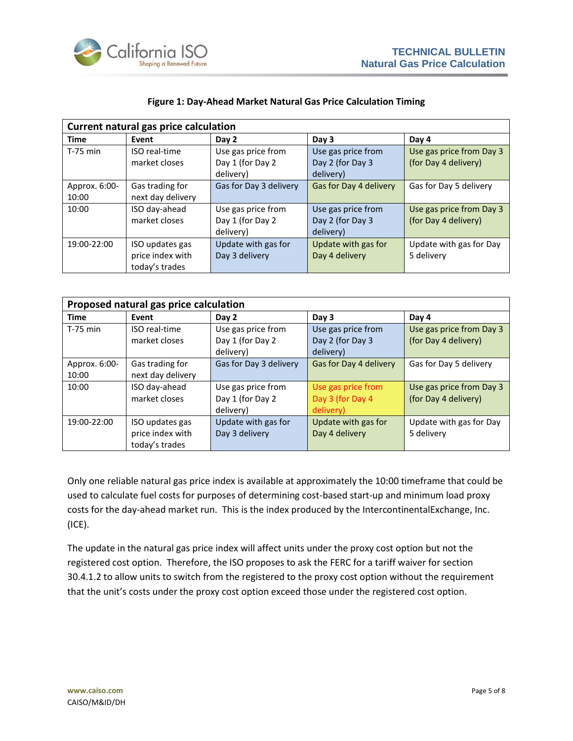**Figure 1: Day-Ahead Market Natural Gas Price Calculation Timing**

| Current natural gas price calculation | | | | |
|---|---|---|---|---|
| **Time** | **Event** | **Day 2** | **Day 3** | **Day 4** |
| T-75 min | ISO real-time market closes | Use gas price from Day 1 (for Day 2 delivery) | Use gas price from Day 2 (for Day 3 delivery) | Use gas price from Day 3 (for Day 4 delivery) |
| Approx. 6:00-10:00 | Gas trading for next day delivery | Gas for Day 3 delivery | Gas for Day 4 delivery | Gas for Day 5 delivery |
| 10:00 | ISO day-ahead market closes | Use gas price from Day 1 (for Day 2 delivery) | Use gas price from Day 2 (for Day 3 delivery) | Use gas price from Day 3 (for Day 4 delivery) |
| 19:00-22:00 | ISO updates gas price index with today's trades | Update with gas for Day 3 delivery | Update with gas for Day 4 delivery | Update with gas for Day 5 delivery |

| Proposed natural gas price calculation | | | | |
|---|---|---|---|---|
| **Time** | **Event** | **Day 2** | **Day 3** | **Day 4** |
| T-75 min | ISO real-time market closes | Use gas price from Day 1 (for Day 2 delivery) | Use gas price from Day 2 (for Day 3 delivery) | Use gas price from Day 3 (for Day 4 delivery) |
| Approx. 6:00-10:00 | Gas trading for next day delivery | Gas for Day 3 delivery | Gas for Day 4 delivery | Gas for Day 5 delivery |
| 10:00 | ISO day-ahead market closes | Use gas price from Day 1 (for Day 2 delivery) | Use gas price from Day 3 (for Day 4 delivery) | Use gas price from Day 3 (for Day 4 delivery) |
| 19:00-22:00 | ISO updates gas price index with today's trades | Update with gas for Day 3 delivery | Update with gas for Day 4 delivery | Update with gas for Day 5 delivery |

Only one reliable natural gas price index is available at approximately the 10:00 timeframe that could be used to calculate fuel costs for purposes of determining cost-based start-up and minimum load proxy costs for the day-ahead market run. This is the index produced by the IntercontinentalExchange, Inc. (ICE).

The update in the natural gas price index will affect units under the proxy cost option but not the registered cost option. Therefore, the ISO proposes to ask the FERC for a tariff waiver for section 30.4.1.2 to allow units to switch from the registered to the proxy cost option without the requirement that the unit's costs under the proxy cost option exceed those under the registered cost option.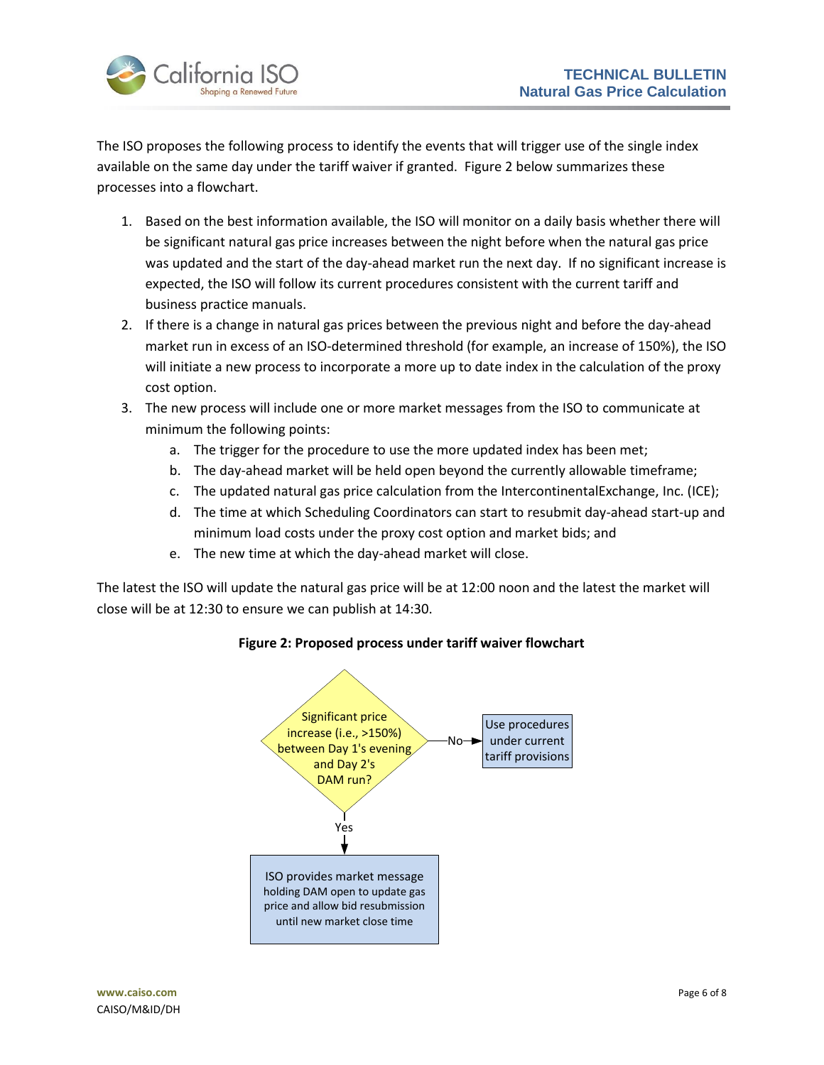The ISO proposes the following process to identify the events that will trigger use of the single index available on the same day under the tariff waiver if granted. Figure 2 below summarizes these processes into a flowchart.

1. Based on the best information available, the ISO will monitor on a daily basis whether there will be significant natural gas price increases between the night before when the natural gas price was updated and the start of the day-ahead market run the next day. If no significant increase is expected, the ISO will follow its current procedures consistent with the current tariff and business practice manuals.
2. If there is a change in natural gas prices between the previous night and before the day-ahead market run in excess of an ISO-determined threshold (for example, an increase of 150%), the ISO will initiate a new process to incorporate a more up to date index in the calculation of the proxy cost option.
3. The new process will include one or more market messages from the ISO to communicate at minimum the following points:
   a. The trigger for the procedure to use the more updated index has been met;
   b. The day-ahead market will be held open beyond the currently allowable timeframe;
   c. The updated natural gas price calculation from the IntercontinentalExchange, Inc. (ICE);
   d. The time at which Scheduling Coordinators can start to resubmit day-ahead start-up and minimum load costs under the proxy cost option and market bids; and
   e. The new time at which the day-ahead market will close.

The latest the ISO will update the natural gas price will be at 12:00 noon and the latest the market will close will be at 12:30 to ensure we can publish at 14:30.

**Figure 2: Proposed process under tariff waiver flowchart**

Significant price increase (i.e., >150%) between Day 1's evening and Day 2's DAM run?

- No → Use procedures under current tariff provisions
- Yes → ISO provides market message holding DAM open to update gas price and allow bid resubmission until new market close time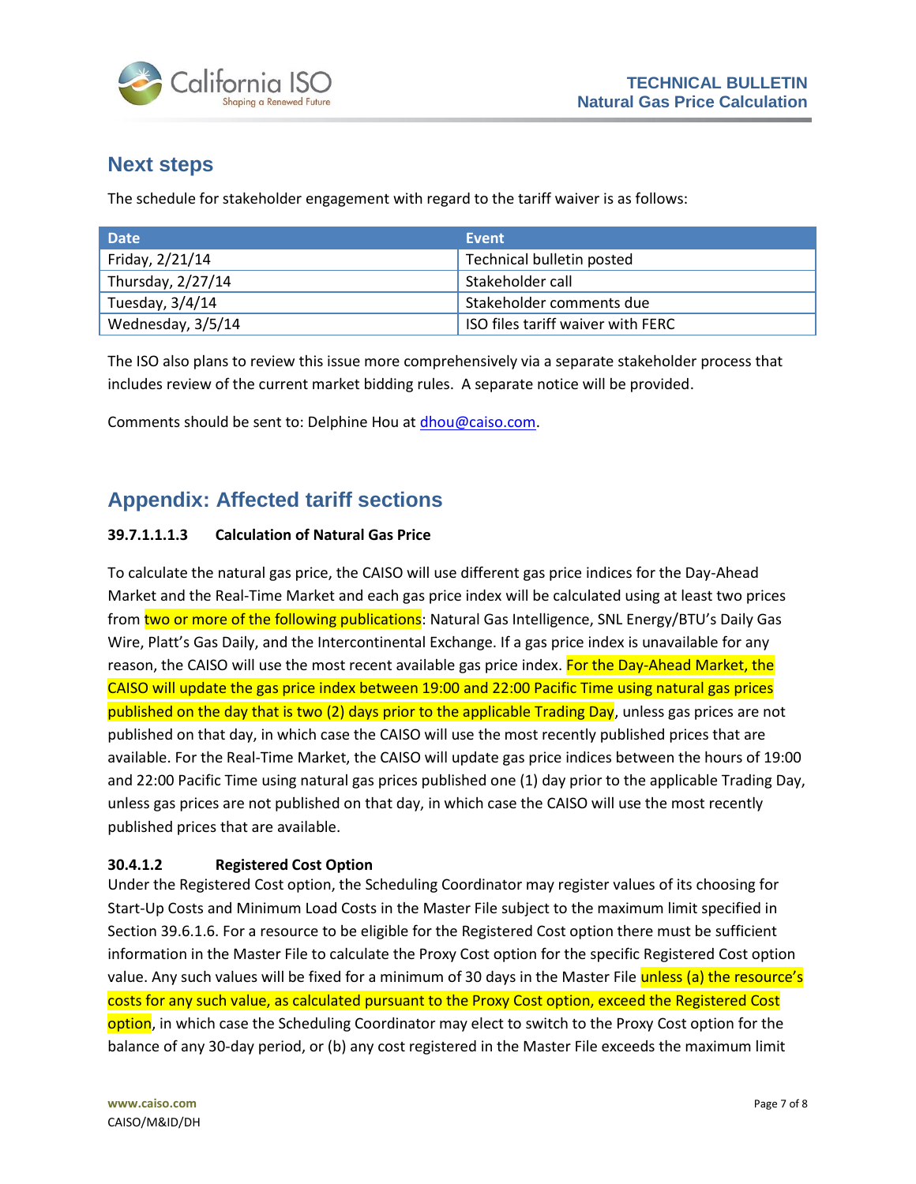## Next steps

The schedule for stakeholder engagement with regard to the tariff waiver is as follows:

| Date | Event |
| --- | --- |
| Friday, 2/21/14 | Technical bulletin posted |
| Thursday, 2/27/14 | Stakeholder call |
| Tuesday, 3/4/14 | Stakeholder comments due |
| Wednesday, 3/5/14 | ISO files tariff waiver with FERC |

The ISO also plans to review this issue more comprehensively via a separate stakeholder process that includes review of the current market bidding rules. A separate notice will be provided.

Comments should be sent to: Delphine Hou at dhou@caiso.com.

## Appendix: Affected tariff sections

**39.7.1.1.1.3 Calculation of Natural Gas Price**

To calculate the natural gas price, the CAISO will use different gas price indices for the Day-Ahead Market and the Real-Time Market and each gas price index will be calculated using at least two prices from two or more of the following publications: Natural Gas Intelligence, SNL Energy/BTU's Daily Gas Wire, Platt's Gas Daily, and the Intercontinental Exchange. If a gas price index is unavailable for any reason, the CAISO will use the most recent available gas price index. For the Day-Ahead Market, the CAISO will update the gas price index between 19:00 and 22:00 Pacific Time using natural gas prices published on the day that is two (2) days prior to the applicable Trading Day, unless gas prices are not published on that day, in which case the CAISO will use the most recently published prices that are available. For the Real-Time Market, the CAISO will update gas price indices between the hours of 19:00 and 22:00 Pacific Time using natural gas prices published one (1) day prior to the applicable Trading Day, unless gas prices are not published on that day, in which case the CAISO will use the most recently published prices that are available.

**30.4.1.2 Registered Cost Option**

Under the Registered Cost option, the Scheduling Coordinator may register values of its choosing for Start-Up Costs and Minimum Load Costs in the Master File subject to the maximum limit specified in Section 39.6.1.6. For a resource to be eligible for the Registered Cost option there must be sufficient information in the Master File to calculate the Proxy Cost option for the specific Registered Cost option value. Any such values will be fixed for a minimum of 30 days in the Master File unless (a) the resource's costs for any such value, as calculated pursuant to the Proxy Cost option, exceed the Registered Cost option, in which case the Scheduling Coordinator may elect to switch to the Proxy Cost option for the balance of any 30-day period, or (b) any cost registered in the Master File exceeds the maximum limit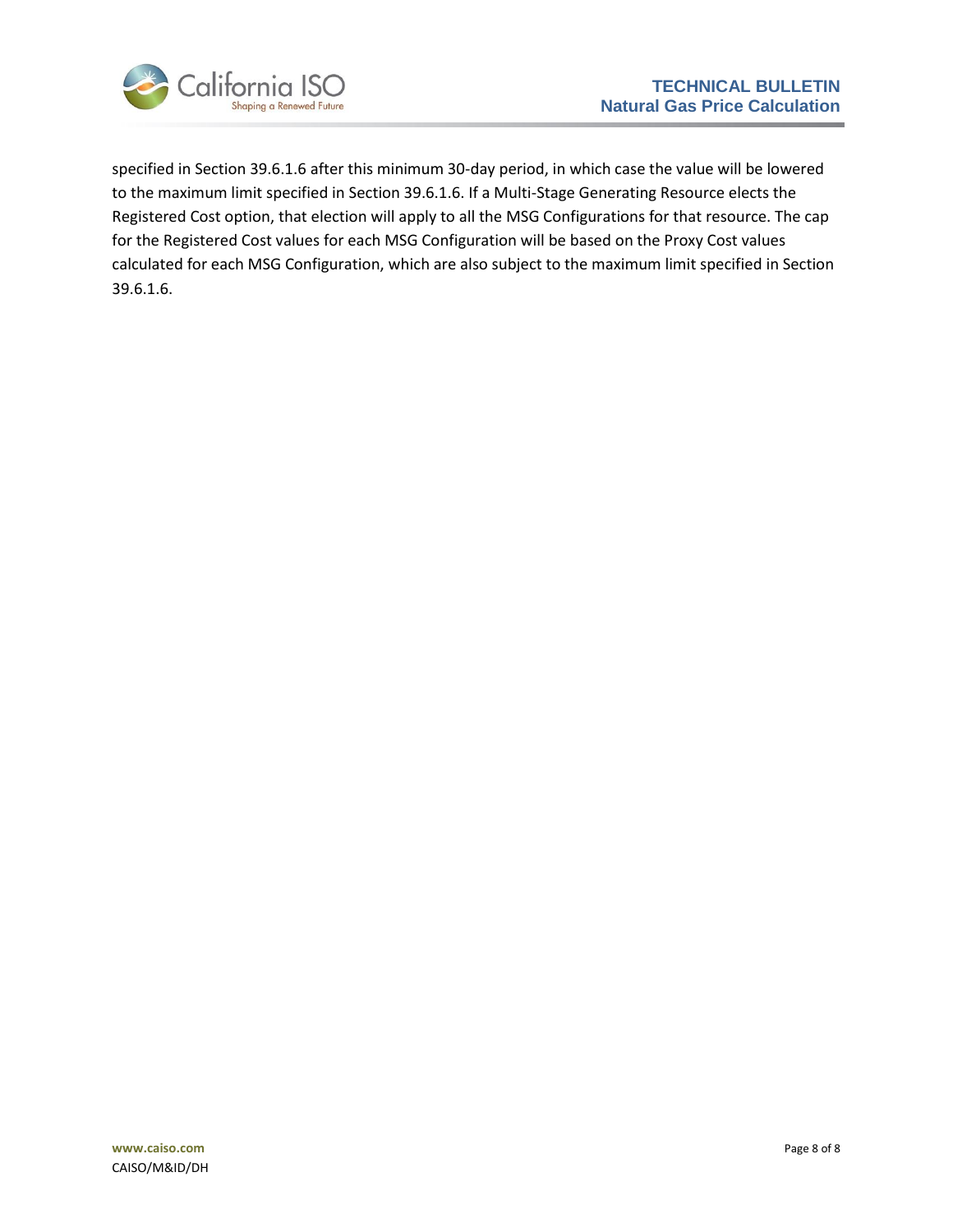specified in Section 39.6.1.6 after this minimum 30-day period, in which case the value will be lowered to the maximum limit specified in Section 39.6.1.6. If a Multi-Stage Generating Resource elects the Registered Cost option, that election will apply to all the MSG Configurations for that resource. The cap for the Registered Cost values for each MSG Configuration will be based on the Proxy Cost values calculated for each MSG Configuration, which are also subject to the maximum limit specified in Section 39.6.1.6.